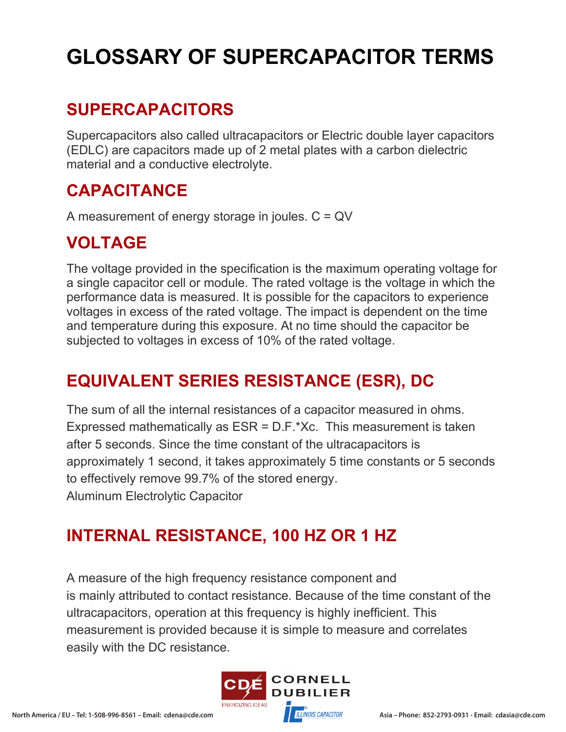# GLOSSARY OF SUPERCAPACITOR TERMS

## SUPERCAPACITORS

Supercapacitors also called ultracapacitors or Electric double layer capacitors (EDLC) are capacitors made up of 2 metal plates with a carbon dielectric material and a conductive electrolyte.

## CAPACITANCE

A measurement of energy storage in joules. $C = QV$

## VOLTAGE

The voltage provided in the specification is the maximum operating voltage for a single capacitor cell or module. The rated voltage is the voltage in which the performance data is measured. It is possible for the capacitors to experience voltages in excess of the rated voltage. The impact is dependent on the time and temperature during this exposure. At no time should the capacitor be subjected to voltages in excess of 10% of the rated voltage.

## EQUIVALENT SERIES RESISTANCE (ESR), DC

The sum of all the internal resistances of a capacitor measured in ohms. Expressed mathematically as $ESR = D.F. * X_c$. This measurement is taken after 5 seconds. Since the time constant of the ultracapacitors is approximately 1 second, it takes approximately 5 time constants or 5 seconds to effectively remove 99.7% of the stored energy.
Aluminum Electrolytic Capacitor

## INTERNAL RESISTANCE, 100 HZ OR 1 HZ

A measure of the high frequency resistance component and is mainly attributed to contact resistance. Because of the time constant of the ultracapacitors, operation at this frequency is highly inefficient. This measurement is provided because it is simple to measure and correlates easily with the DC resistance.

North America / EU – Tel: 1-508-996-8561 – Email: cdena@cde.com

Asia – Phone: 852-2793-0931 - Email: cdasia@cde.com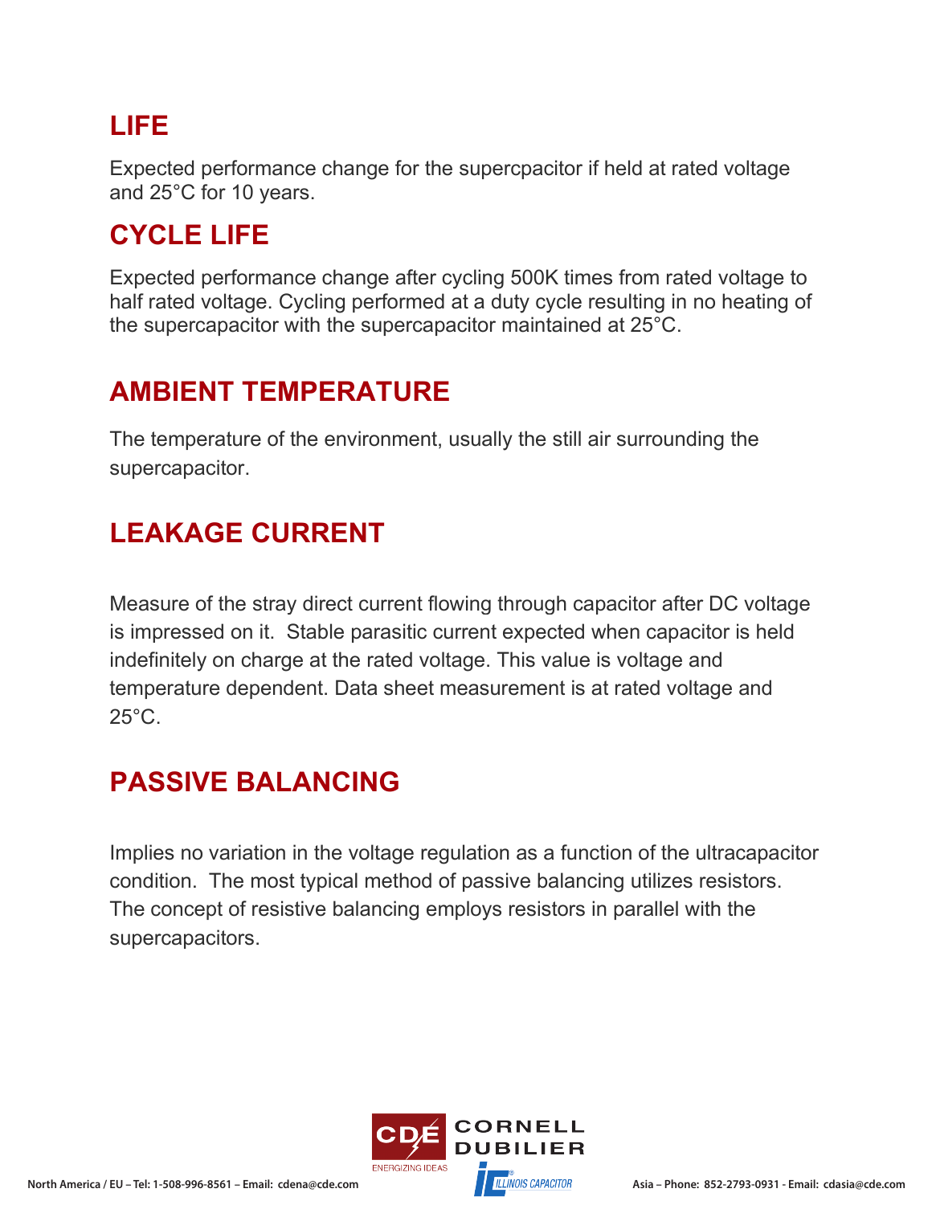## LIFE

Expected performance change for the supercpacitor if held at rated voltage and 25°C for 10 years.

## CYCLE LIFE

Expected performance change after cycling 500K times from rated voltage to half rated voltage. Cycling performed at a duty cycle resulting in no heating of the supercapacitor with the supercapacitor maintained at 25°C.

## AMBIENT TEMPERATURE

The temperature of the environment, usually the still air surrounding the supercapacitor.

## LEAKAGE CURRENT

Measure of the stray direct current flowing through capacitor after DC voltage is impressed on it. Stable parasitic current expected when capacitor is held indefinitely on charge at the rated voltage. This value is voltage and temperature dependent. Data sheet measurement is at rated voltage and 25°C.

## PASSIVE BALANCING

Implies no variation in the voltage regulation as a function of the ultracapacitor condition. The most typical method of passive balancing utilizes resistors. The concept of resistive balancing employs resistors in parallel with the supercapacitors.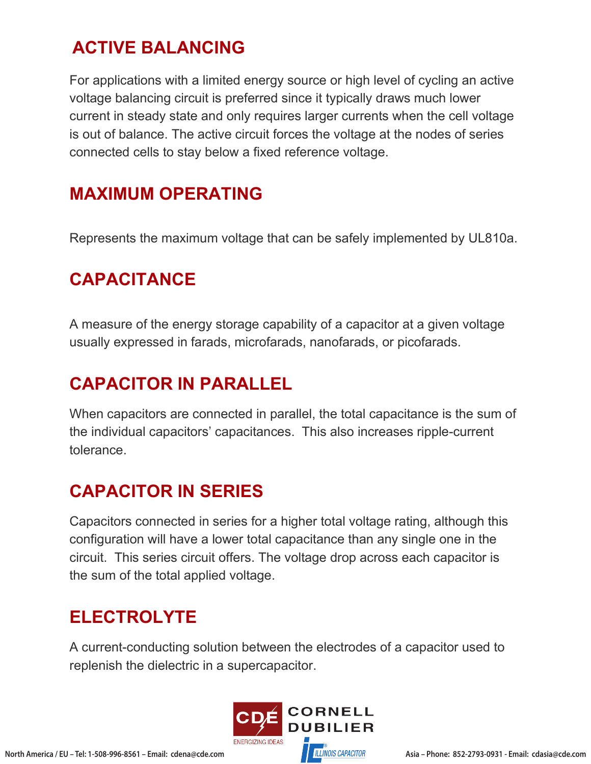## ACTIVE BALANCING

For applications with a limited energy source or high level of cycling an active voltage balancing circuit is preferred since it typically draws much lower current in steady state and only requires larger currents when the cell voltage is out of balance. The active circuit forces the voltage at the nodes of series connected cells to stay below a fixed reference voltage.

## MAXIMUM OPERATING

Represents the maximum voltage that can be safely implemented by UL810a.

## CAPACITANCE

A measure of the energy storage capability of a capacitor at a given voltage usually expressed in farads, microfarads, nanofarads, or picofarads.

## CAPACITOR IN PARALLEL

When capacitors are connected in parallel, the total capacitance is the sum of the individual capacitors' capacitances. This also increases ripple-current tolerance.

## CAPACITOR IN SERIES

Capacitors connected in series for a higher total voltage rating, although this configuration will have a lower total capacitance than any single one in the circuit. This series circuit offers. The voltage drop across each capacitor is the sum of the total applied voltage.

## ELECTROLYTE

A current-conducting solution between the electrodes of a capacitor used to replenish the dielectric in a supercapacitor.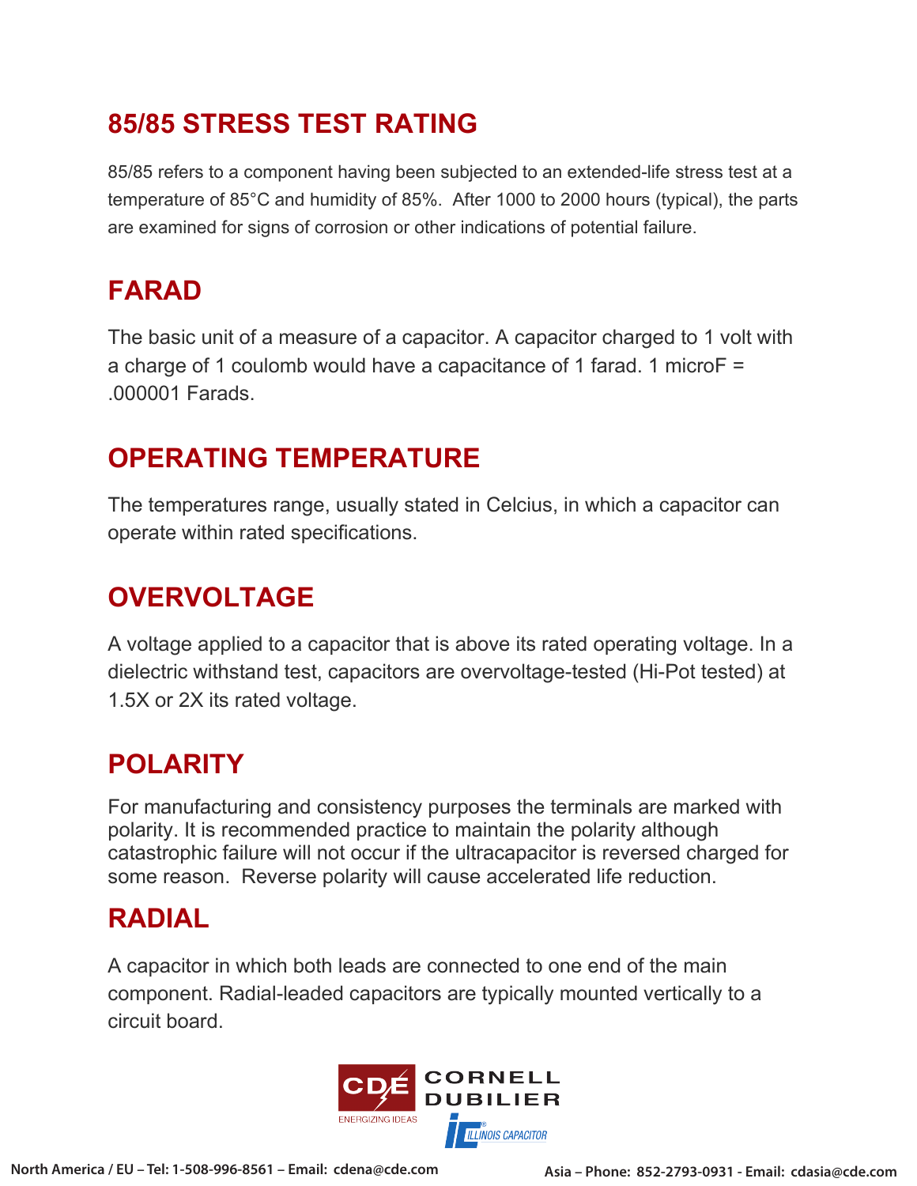## 85/85 STRESS TEST RATING

85/85 refers to a component having been subjected to an extended-life stress test at a temperature of 85°C and humidity of 85%. After 1000 to 2000 hours (typical), the parts are examined for signs of corrosion or other indications of potential failure.

## FARAD

The basic unit of a measure of a capacitor. A capacitor charged to 1 volt with a charge of 1 coulomb would have a capacitance of 1 farad. 1 microF = .000001 Farads.

## OPERATING TEMPERATURE

The temperatures range, usually stated in Celcius, in which a capacitor can operate within rated specifications.

## OVERVOLTAGE

A voltage applied to a capacitor that is above its rated operating voltage. In a dielectric withstand test, capacitors are overvoltage-tested (Hi-Pot tested) at 1.5X or 2X its rated voltage.

## POLARITY

For manufacturing and consistency purposes the terminals are marked with polarity. It is recommended practice to maintain the polarity although catastrophic failure will not occur if the ultracapacitor is reversed charged for some reason. Reverse polarity will cause accelerated life reduction.

## RADIAL

A capacitor in which both leads are connected to one end of the main component. Radial-leaded capacitors are typically mounted vertically to a circuit board.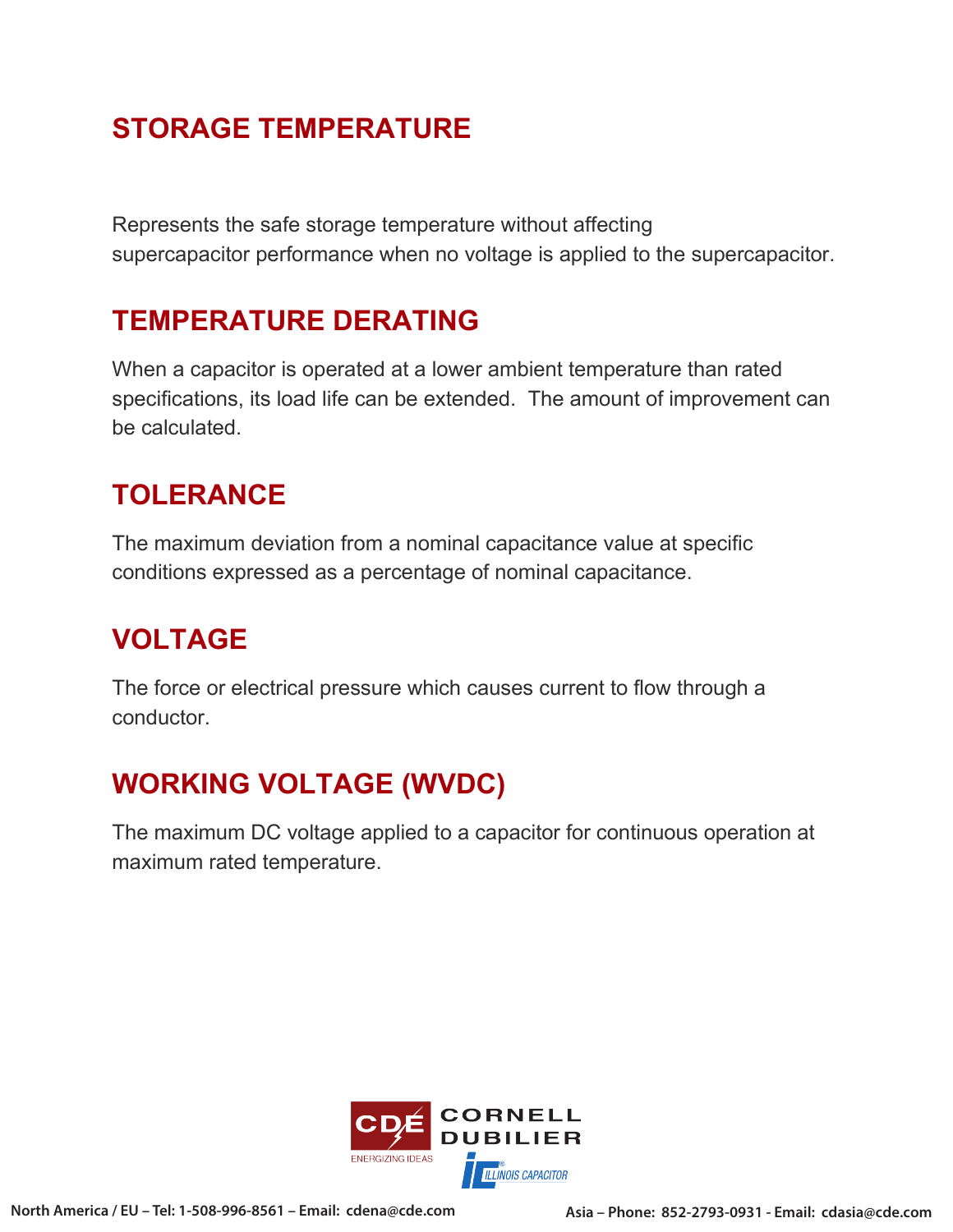## STORAGE TEMPERATURE

Represents the safe storage temperature without affecting supercapacitor performance when no voltage is applied to the supercapacitor.

## TEMPERATURE DERATING

When a capacitor is operated at a lower ambient temperature than rated specifications, its load life can be extended. The amount of improvement can be calculated.

## TOLERANCE

The maximum deviation from a nominal capacitance value at specific conditions expressed as a percentage of nominal capacitance.

## VOLTAGE

The force or electrical pressure which causes current to flow through a conductor.

## WORKING VOLTAGE (WVDC)

The maximum DC voltage applied to a capacitor for continuous operation at maximum rated temperature.

CDE ENERGIZING IDEAS CORNELL DUBILIER

ILLINOIS CAPACITOR

North America / EU – Tel: 1-508-996-8561 – Email: cdena@cde.com

Asia – Phone: 852-2793-0931 - Email: cdasia@cde.com